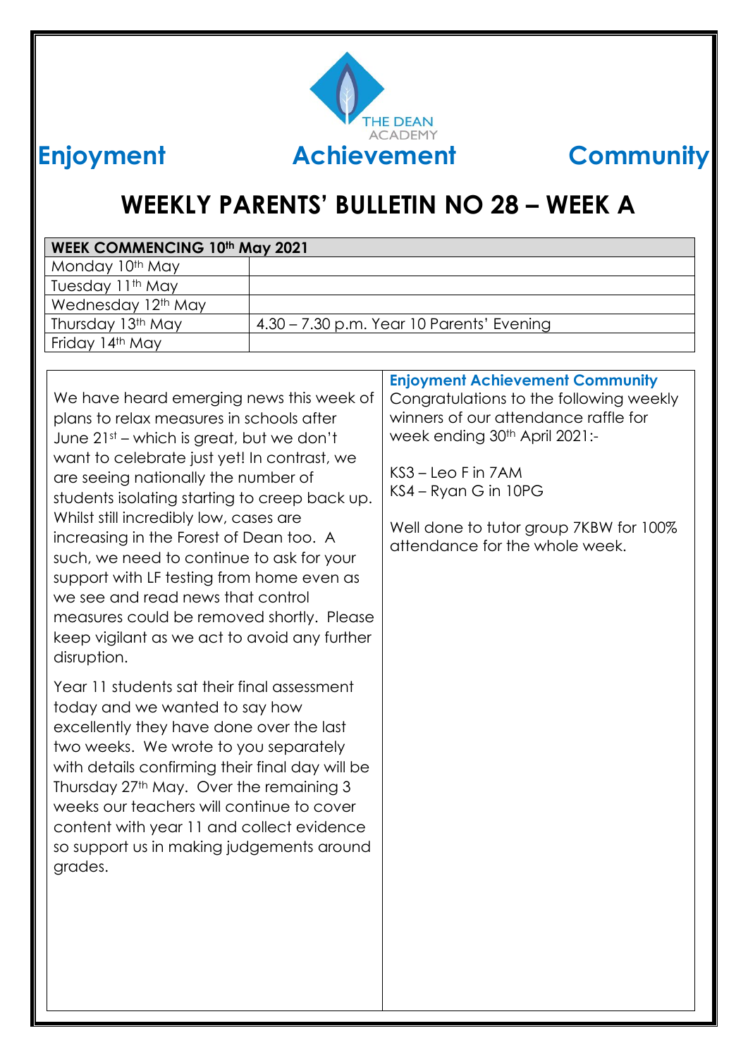THE DEAN ACADEMY

**Enjoyment** **Achievement** **Community**

# WEEKLY PARENTS' BULLETIN NO 28 – WEEK A

| WEEK COMMENCING 10th May 2021 | |
|---|---|
| Monday 10th May | |
| Tuesday 11th May | |
| Wednesday 12th May | |
| Thursday 13th May | 4.30 – 7.30 p.m. Year 10 Parents' Evening |
| Friday 14th May | |

We have heard emerging news this week of plans to relax measures in schools after June 21st – which is great, but we don't want to celebrate just yet! In contrast, we are seeing nationally the number of students isolating starting to creep back up. Whilst still incredibly low, cases are increasing in the Forest of Dean too. A such, we need to continue to ask for your support with LF testing from home even as we see and read news that control measures could be removed shortly. Please keep vigilant as we act to avoid any further disruption.

Year 11 students sat their final assessment today and we wanted to say how excellently they have done over the last two weeks. We wrote to you separately with details confirming their final day will be Thursday 27th May. Over the remaining 3 weeks our teachers will continue to cover content with year 11 and collect evidence so support us in making judgements around grades.

**Enjoyment Achievement Community**

Congratulations to the following weekly winners of our attendance raffle for week ending 30th April 2021:-

KS3 – Leo F in 7AM
KS4 – Ryan G in 10PG

Well done to tutor group 7KBW for 100% attendance for the whole week.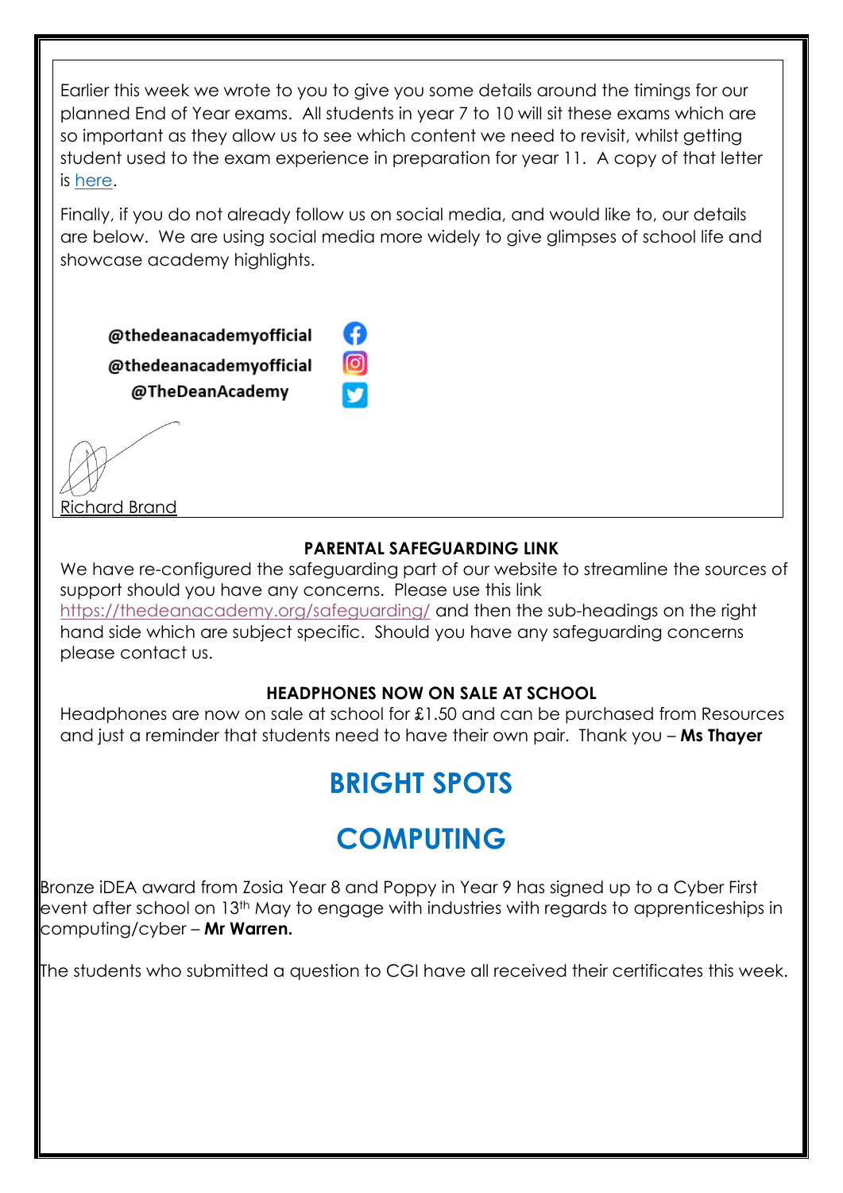Earlier this week we wrote to you to give you some details around the timings for our planned End of Year exams. All students in year 7 to 10 will sit these exams which are so important as they allow us to see which content we need to revisit, whilst getting student used to the exam experience in preparation for year 11. A copy of that letter is [here](here).

Finally, if you do not already follow us on social media, and would like to, our details are below. We are using social media more widely to give glimpses of school life and showcase academy highlights.

@thedeanacademyofficial
@thedeanacademyofficial
@TheDeanAcademy

Richard Brand

**PARENTAL SAFEGUARDING LINK**

We have re-configured the safeguarding part of our website to streamline the sources of support should you have any concerns. Please use this link https://thedeanacademy.org/safeguarding/ and then the sub-headings on the right hand side which are subject specific. Should you have any safeguarding concerns please contact us.

**HEADPHONES NOW ON SALE AT SCHOOL**

Headphones are now on sale at school for £1.50 and can be purchased from Resources and just a reminder that students need to have their own pair. Thank you – **Ms Thayer**

# BRIGHT SPOTS

## COMPUTING

Bronze iDEA award from Zosia Year 8 and Poppy in Year 9 has signed up to a Cyber First event after school on 13th May to engage with industries with regards to apprenticeships in computing/cyber – **Mr Warren.**

The students who submitted a question to CGI have all received their certificates this week.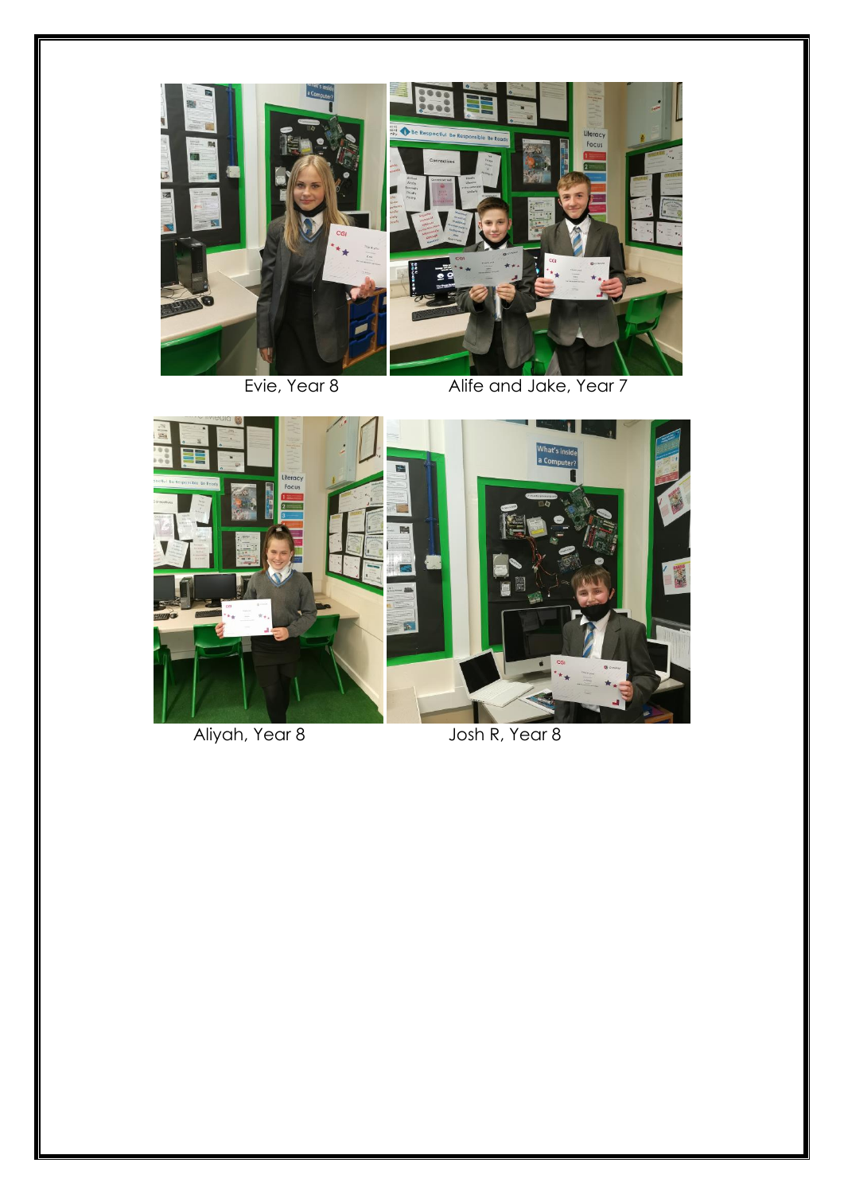Evie, Year 8

Alife and Jake, Year 7

Aliyah, Year 8

Josh R, Year 8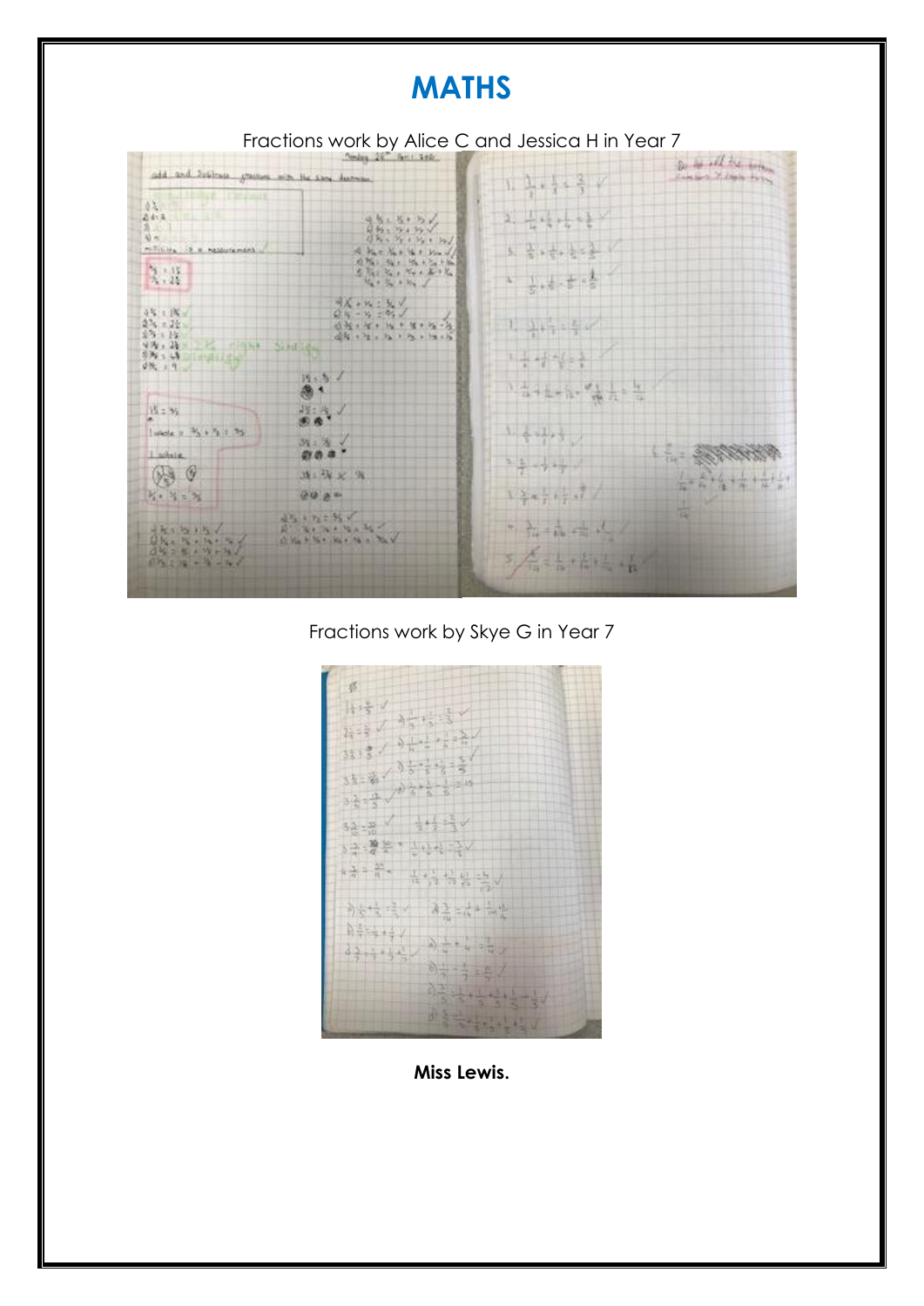# MATHS

Fractions work by Alice C and Jessica H in Year 7

Fractions work by Skye G in Year 7

**Miss Lewis.**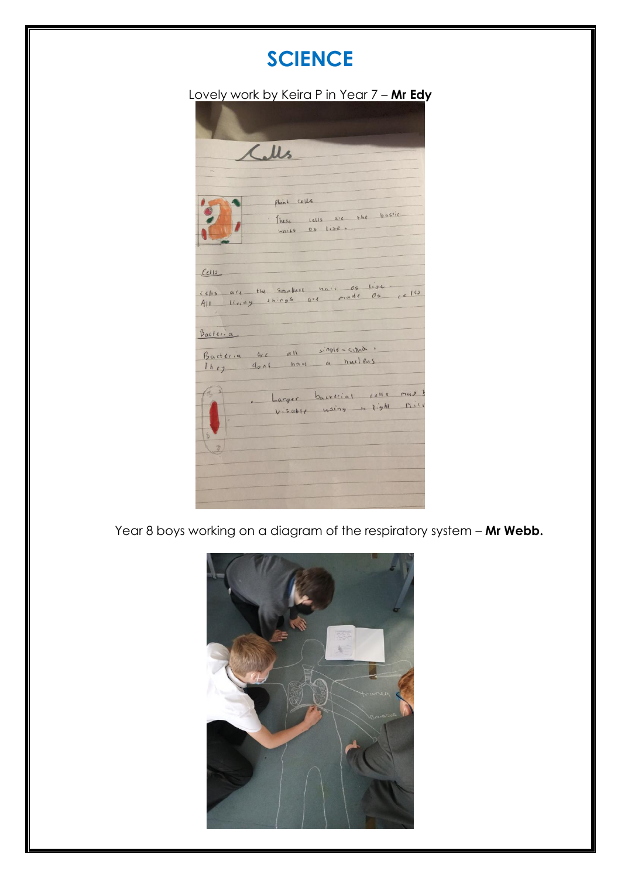# SCIENCE

Lovely work by Keira P in Year 7 – **Mr Edy**

Year 8 boys working on a diagram of the respiratory system – **Mr Webb.**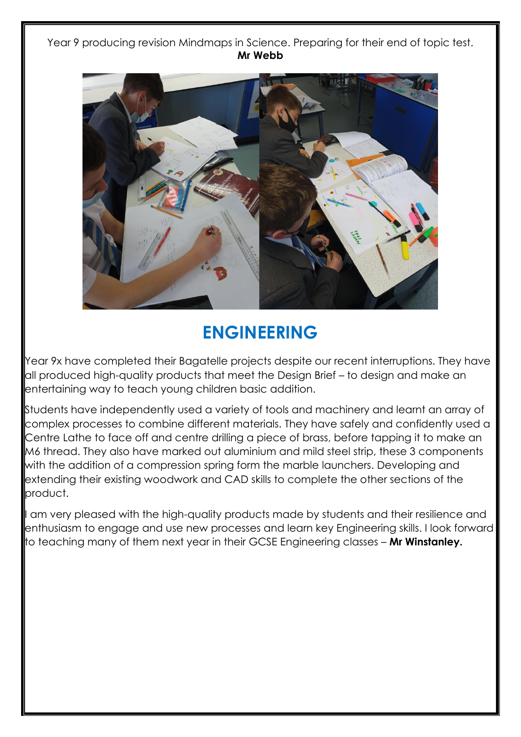Year 9 producing revision Mindmaps in Science. Preparing for their end of topic test.
**Mr Webb**

## ENGINEERING

Year 9x have completed their Bagatelle projects despite our recent interruptions. They have all produced high-quality products that meet the Design Brief – to design and make an entertaining way to teach young children basic addition.

Students have independently used a variety of tools and machinery and learnt an array of complex processes to combine different materials. They have safely and confidently used a Centre Lathe to face off and centre drilling a piece of brass, before tapping it to make an M6 thread. They also have marked out aluminium and mild steel strip, these 3 components with the addition of a compression spring form the marble launchers. Developing and extending their existing woodwork and CAD skills to complete the other sections of the product.

I am very pleased with the high-quality products made by students and their resilience and enthusiasm to engage and use new processes and learn key Engineering skills. I look forward to teaching many of them next year in their GCSE Engineering classes – **Mr Winstanley.**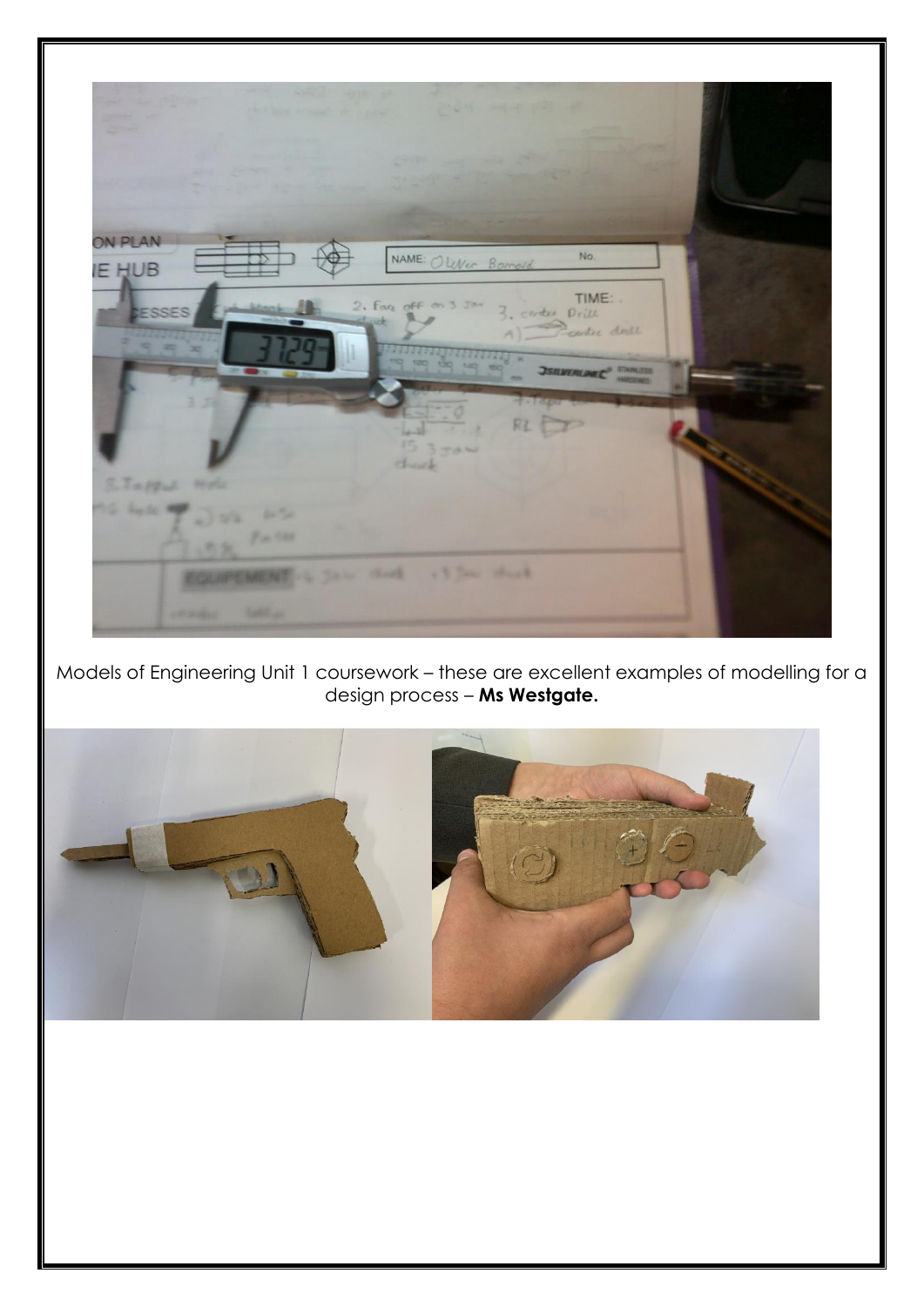Models of Engineering Unit 1 coursework – these are excellent examples of modelling for a design process – **Ms Westgate.**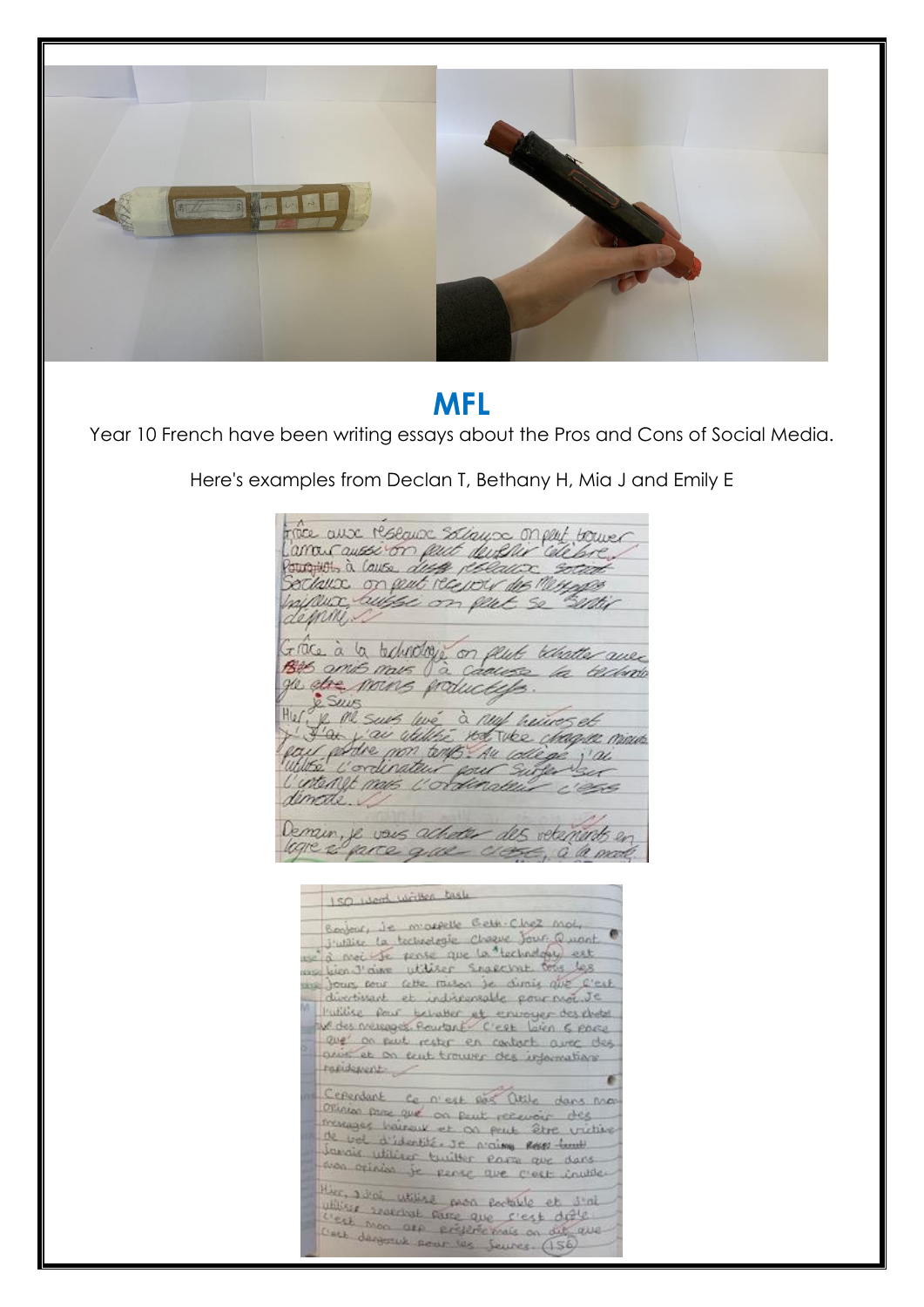## MFL

Year 10 French have been writing essays about the Pros and Cons of Social Media.

Here's examples from Declan T, Bethany H, Mia J and Emily E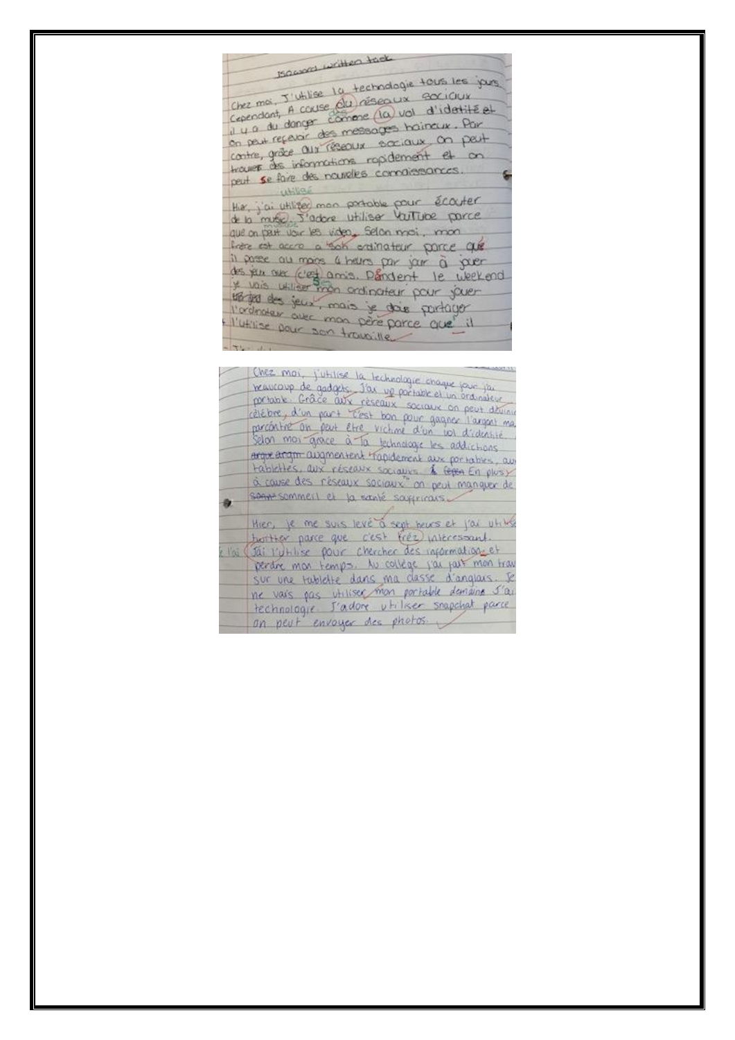150 word written task

Chez moi, J'utilise la technologie tous les jours. Cependant, A cause du réseaux sociaux il y a du danger comme la vol d'identité et on peut recevoir des messages haineux. Par contre, grâce aux réseaux sociaux on peut trouver des informations rapidement et on peut se faire des nouvelles connaissances.

Hier, j'ai utilisé mon portable pour écouter de la music. J'adore utiliser YouTube parce que on peut voir les video. Selon moi, mon frère est accro a son ordinateur parce que il passe au moins 4 heurs par jour à jouer des jeux avec c'est amis. Pendent le weekend je vais utiliser mon ordinateur pour jouer des jeux, mais je dois partager l'ordinateur avec mon père parce que il l'utilise pour son travaille.

Chez moi, j'utilise la technologie chaque jour. j'ai beaucoup de gadgets. J'ai un portable et un ordinateur portable. Grâce aux réseaux sociaux on peut devenir célèbre, d'un part c'est bon pour gagner l'argent mais parcontre on peut être victime d'un vol d'identité. Selon moi grace à la technologie les addictions augmentent rapidement aux portables, aux tablettes, aux réseaux sociaux. En plus, à cause des réseaux sociaux on peut manquer de sommeil et la santé souffrirais.

Hier, je me suis levé à sept heurs et j'ai utilisé twitter parce que c'est trez interessant. J'ai l'utilise pour chercher des information et perdre mon temps. Au collège j'ai fait mon travail sur une tablette dans ma classe d'anglais. Je ne vais pas utiliser mon portable demaine J'ai technologie. J'adore utiliser snapchat parce on peut envoyer des photos.